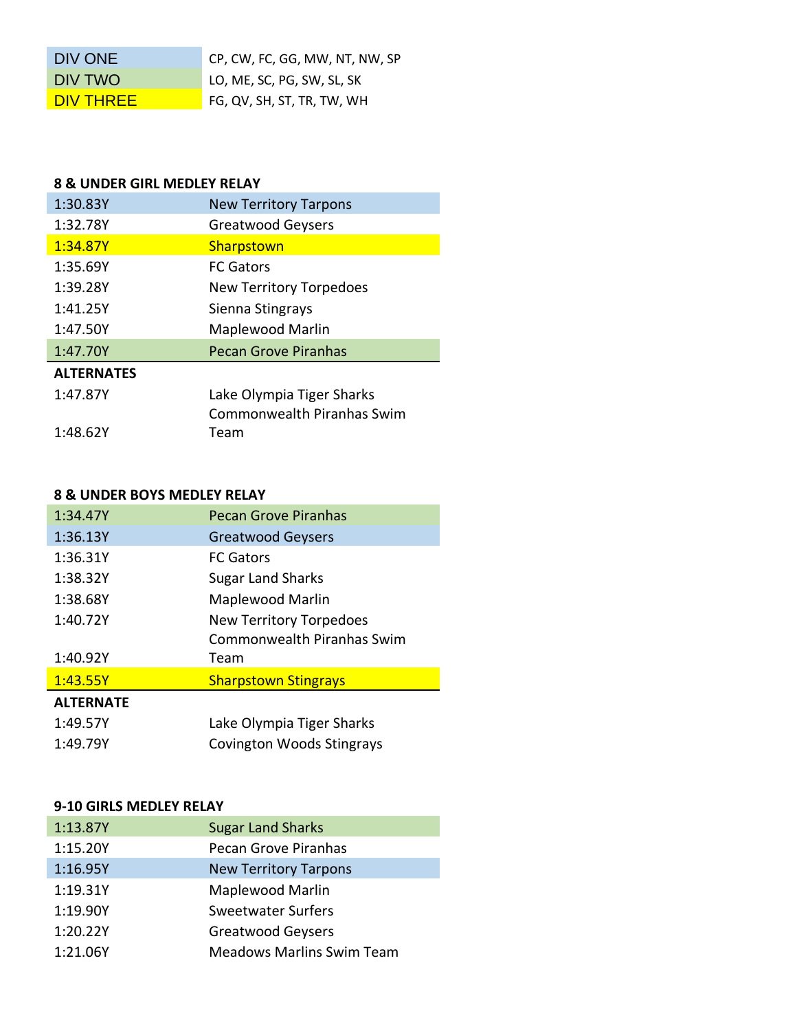| | |
|---|---|
| DIV ONE | CP, CW, FC, GG, MW, NT, NW, SP |
| DIV TWO | LO, ME, SC, PG, SW, SL, SK |
| DIV THREE | FG, QV, SH, ST, TR, TW, WH |

**8 & UNDER GIRL MEDLEY RELAY**

| | |
|---|---|
| 1:30.83Y | New Territory Tarpons |
| 1:32.78Y | Greatwood Geysers |
| 1:34.87Y | Sharpstown |
| 1:35.69Y | FC Gators |
| 1:39.28Y | New Territory Torpedoes |
| 1:41.25Y | Sienna Stingrays |
| 1:47.50Y | Maplewood Marlin |
| 1:47.70Y | Pecan Grove Piranhas |
| **ALTERNATES** | |
| 1:47.87Y | Lake Olympia Tiger Sharks |
| 1:48.62Y | Commonwealth Piranhas Swim Team |

**8 & UNDER BOYS MEDLEY RELAY**

| | |
|---|---|
| 1:34.47Y | Pecan Grove Piranhas |
| 1:36.13Y | Greatwood Geysers |
| 1:36.31Y | FC Gators |
| 1:38.32Y | Sugar Land Sharks |
| 1:38.68Y | Maplewood Marlin |
| 1:40.72Y | New Territory Torpedoes |
| 1:40.92Y | Commonwealth Piranhas Swim Team |
| 1:43.55Y | Sharpstown Stingrays |
| **ALTERNATE** | |
| 1:49.57Y | Lake Olympia Tiger Sharks |
| 1:49.79Y | Covington Woods Stingrays |

**9-10 GIRLS MEDLEY RELAY**

| | |
|---|---|
| 1:13.87Y | Sugar Land Sharks |
| 1:15.20Y | Pecan Grove Piranhas |
| 1:16.95Y | New Territory Tarpons |
| 1:19.31Y | Maplewood Marlin |
| 1:19.90Y | Sweetwater Surfers |
| 1:20.22Y | Greatwood Geysers |
| 1:21.06Y | Meadows Marlins Swim Team |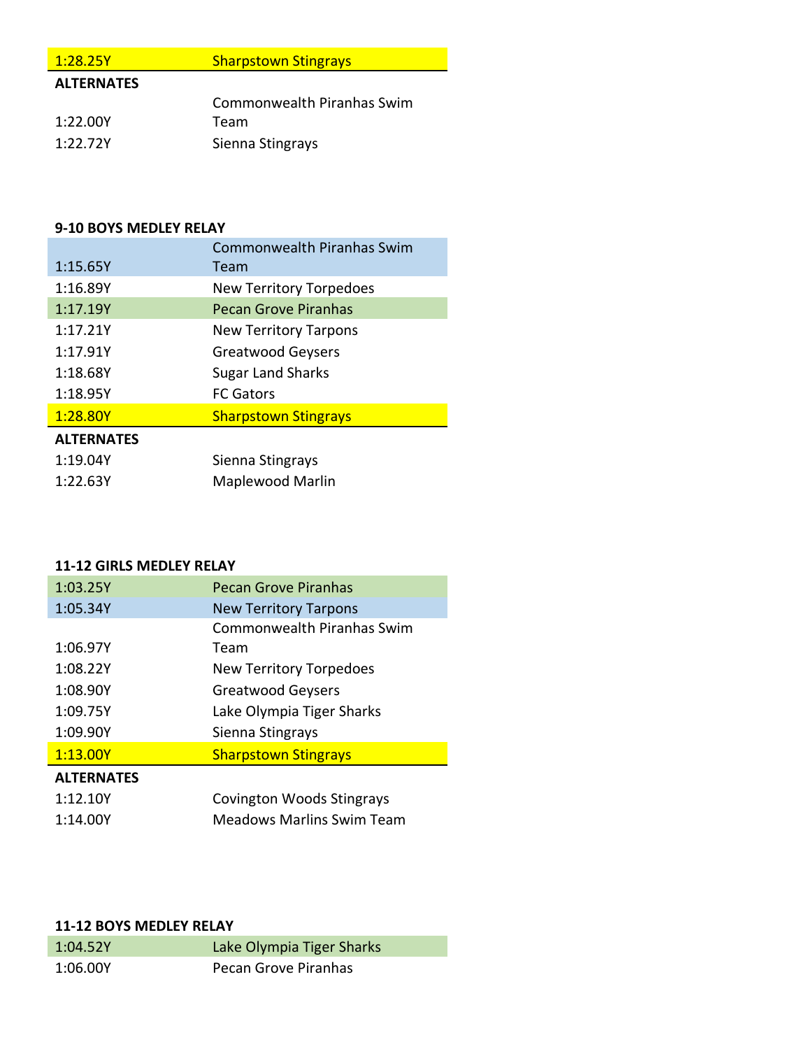| | |
|---|---|
| 1:28.25Y | Sharpstown Stingrays |

**ALTERNATES**

| | |
|---|---|
| 1:22.00Y | Commonwealth Piranhas Swim Team |
| 1:22.72Y | Sienna Stingrays |

**9-10 BOYS MEDLEY RELAY**

| | |
|---|---|
| 1:15.65Y | Commonwealth Piranhas Swim Team |
| 1:16.89Y | New Territory Torpedoes |
| 1:17.19Y | Pecan Grove Piranhas |
| 1:17.21Y | New Territory Tarpons |
| 1:17.91Y | Greatwood Geysers |
| 1:18.68Y | Sugar Land Sharks |
| 1:18.95Y | FC Gators |
| 1:28.80Y | Sharpstown Stingrays |

**ALTERNATES**

| | |
|---|---|
| 1:19.04Y | Sienna Stingrays |
| 1:22.63Y | Maplewood Marlin |

**11-12 GIRLS MEDLEY RELAY**

| | |
|---|---|
| 1:03.25Y | Pecan Grove Piranhas |
| 1:05.34Y | New Territory Tarpons |
| 1:06.97Y | Commonwealth Piranhas Swim Team |
| 1:08.22Y | New Territory Torpedoes |
| 1:08.90Y | Greatwood Geysers |
| 1:09.75Y | Lake Olympia Tiger Sharks |
| 1:09.90Y | Sienna Stingrays |
| 1:13.00Y | Sharpstown Stingrays |

**ALTERNATES**

| | |
|---|---|
| 1:12.10Y | Covington Woods Stingrays |
| 1:14.00Y | Meadows Marlins Swim Team |

**11-12 BOYS MEDLEY RELAY**

| | |
|---|---|
| 1:04.52Y | Lake Olympia Tiger Sharks |
| 1:06.00Y | Pecan Grove Piranhas |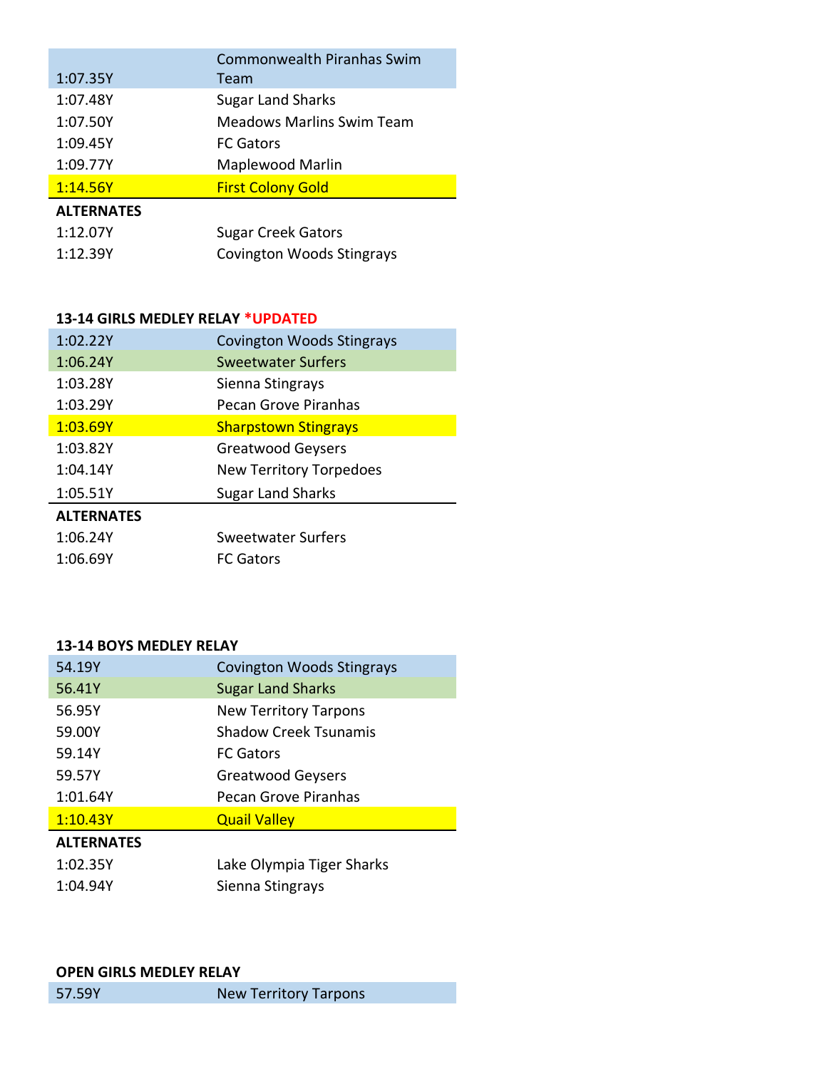| | |
|---|---|
| 1:07.35Y | Commonwealth Piranhas Swim Team |
| 1:07.48Y | Sugar Land Sharks |
| 1:07.50Y | Meadows Marlins Swim Team |
| 1:09.45Y | FC Gators |
| 1:09.77Y | Maplewood Marlin |
| 1:14.56Y | First Colony Gold |
| **ALTERNATES** | |
| 1:12.07Y | Sugar Creek Gators |
| 1:12.39Y | Covington Woods Stingrays |

**13-14 GIRLS MEDLEY RELAY *UPDATED**

| | |
|---|---|
| 1:02.22Y | Covington Woods Stingrays |
| 1:06.24Y | Sweetwater Surfers |
| 1:03.28Y | Sienna Stingrays |
| 1:03.29Y | Pecan Grove Piranhas |
| 1:03.69Y | Sharpstown Stingrays |
| 1:03.82Y | Greatwood Geysers |
| 1:04.14Y | New Territory Torpedoes |
| 1:05.51Y | Sugar Land Sharks |
| **ALTERNATES** | |
| 1:06.24Y | Sweetwater Surfers |
| 1:06.69Y | FC Gators |

**13-14 BOYS MEDLEY RELAY**

| | |
|---|---|
| 54.19Y | Covington Woods Stingrays |
| 56.41Y | Sugar Land Sharks |
| 56.95Y | New Territory Tarpons |
| 59.00Y | Shadow Creek Tsunamis |
| 59.14Y | FC Gators |
| 59.57Y | Greatwood Geysers |
| 1:01.64Y | Pecan Grove Piranhas |
| 1:10.43Y | Quail Valley |
| **ALTERNATES** | |
| 1:02.35Y | Lake Olympia Tiger Sharks |
| 1:04.94Y | Sienna Stingrays |

**OPEN GIRLS MEDLEY RELAY**

| | |
|---|---|
| 57.59Y | New Territory Tarpons |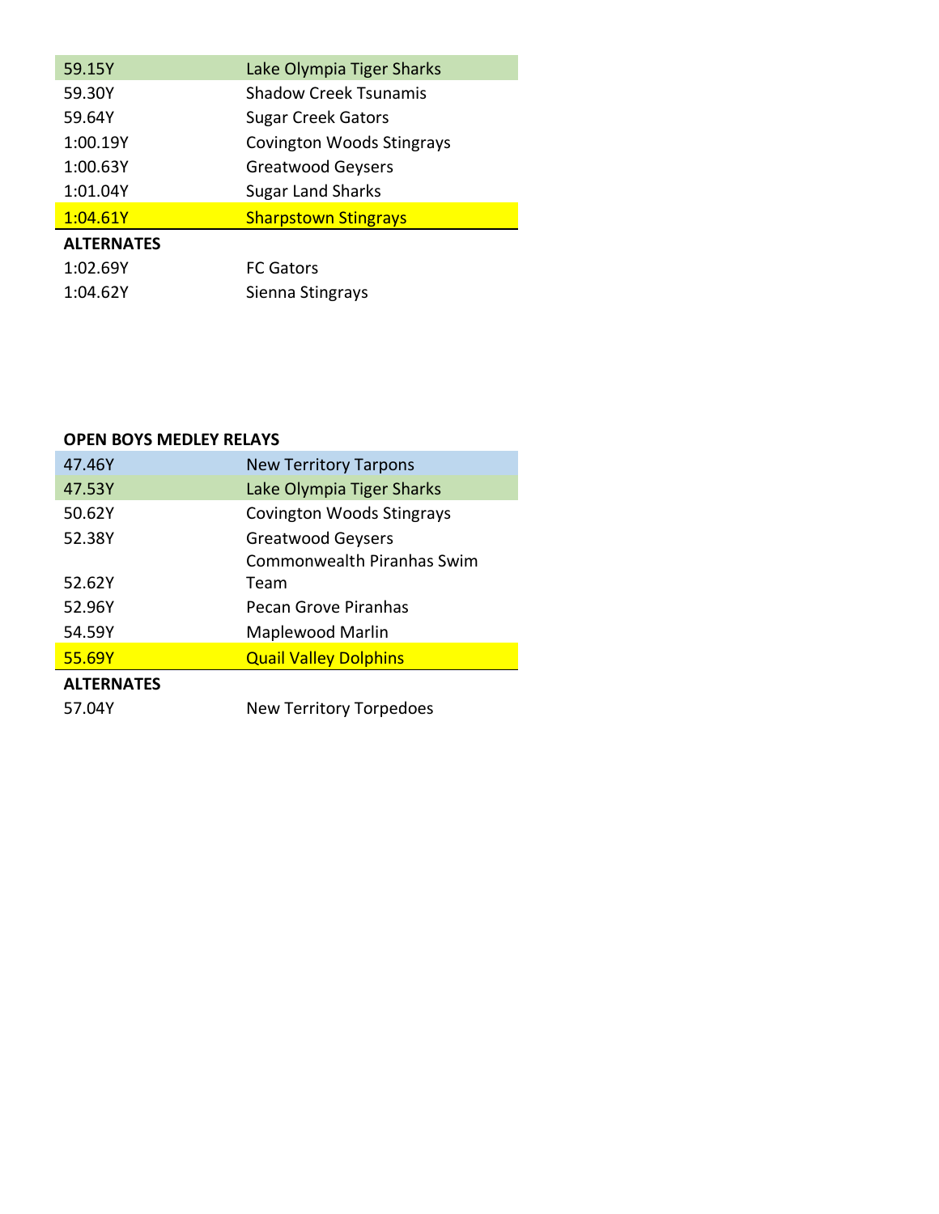| | |
|---|---|
| 59.15Y | Lake Olympia Tiger Sharks |
| 59.30Y | Shadow Creek Tsunamis |
| 59.64Y | Sugar Creek Gators |
| 1:00.19Y | Covington Woods Stingrays |
| 1:00.63Y | Greatwood Geysers |
| 1:01.04Y | Sugar Land Sharks |
| 1:04.61Y | Sharpstown Stingrays |
| **ALTERNATES** | |
| 1:02.69Y | FC Gators |
| 1:04.62Y | Sienna Stingrays |

**OPEN BOYS MEDLEY RELAYS**

| | |
|---|---|
| 47.46Y | New Territory Tarpons |
| 47.53Y | Lake Olympia Tiger Sharks |
| 50.62Y | Covington Woods Stingrays |
| 52.38Y | Greatwood Geysers |
| 52.62Y | Commonwealth Piranhas Swim Team |
| 52.96Y | Pecan Grove Piranhas |
| 54.59Y | Maplewood Marlin |
| 55.69Y | Quail Valley Dolphins |
| **ALTERNATES** | |
| 57.04Y | New Territory Torpedoes |